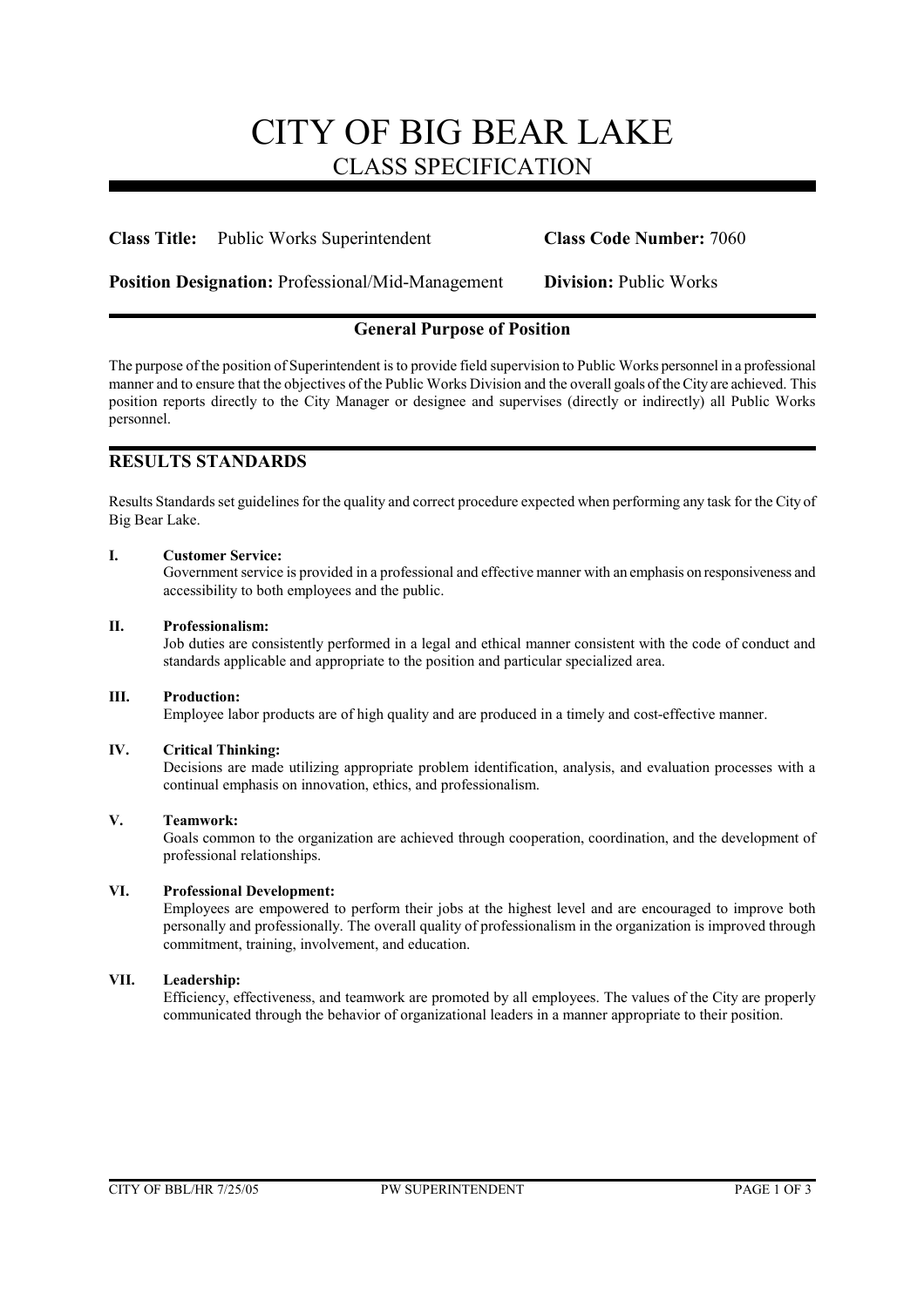# CITY OF BIG BEAR LAKE

## CLASS SPECIFICATION

**Class Title:** Public Works Superintendent **Class Code Number:** 7060

**Position Designation:** Professional/Mid-Management **Division:** Public Works

### General Purpose of Position

The purpose of the position of Superintendent is to provide field supervision to Public Works personnel in a professional manner and to ensure that the objectives of the Public Works Division and the overall goals of the City are achieved. This position reports directly to the City Manager or designee and supervises (directly or indirectly) all Public Works personnel.

## RESULTS STANDARDS

Results Standards set guidelines for the quality and correct procedure expected when performing any task for the City of Big Bear Lake.

**I. Customer Service:**
Government service is provided in a professional and effective manner with an emphasis on responsiveness and accessibility to both employees and the public.

**II. Professionalism:**
Job duties are consistently performed in a legal and ethical manner consistent with the code of conduct and standards applicable and appropriate to the position and particular specialized area.

**III. Production:**
Employee labor products are of high quality and are produced in a timely and cost-effective manner.

**IV. Critical Thinking:**
Decisions are made utilizing appropriate problem identification, analysis, and evaluation processes with a continual emphasis on innovation, ethics, and professionalism.

**V. Teamwork:**
Goals common to the organization are achieved through cooperation, coordination, and the development of professional relationships.

**VI. Professional Development:**
Employees are empowered to perform their jobs at the highest level and are encouraged to improve both personally and professionally. The overall quality of professionalism in the organization is improved through commitment, training, involvement, and education.

**VII. Leadership:**
Efficiency, effectiveness, and teamwork are promoted by all employees. The values of the City are properly communicated through the behavior of organizational leaders in a manner appropriate to their position.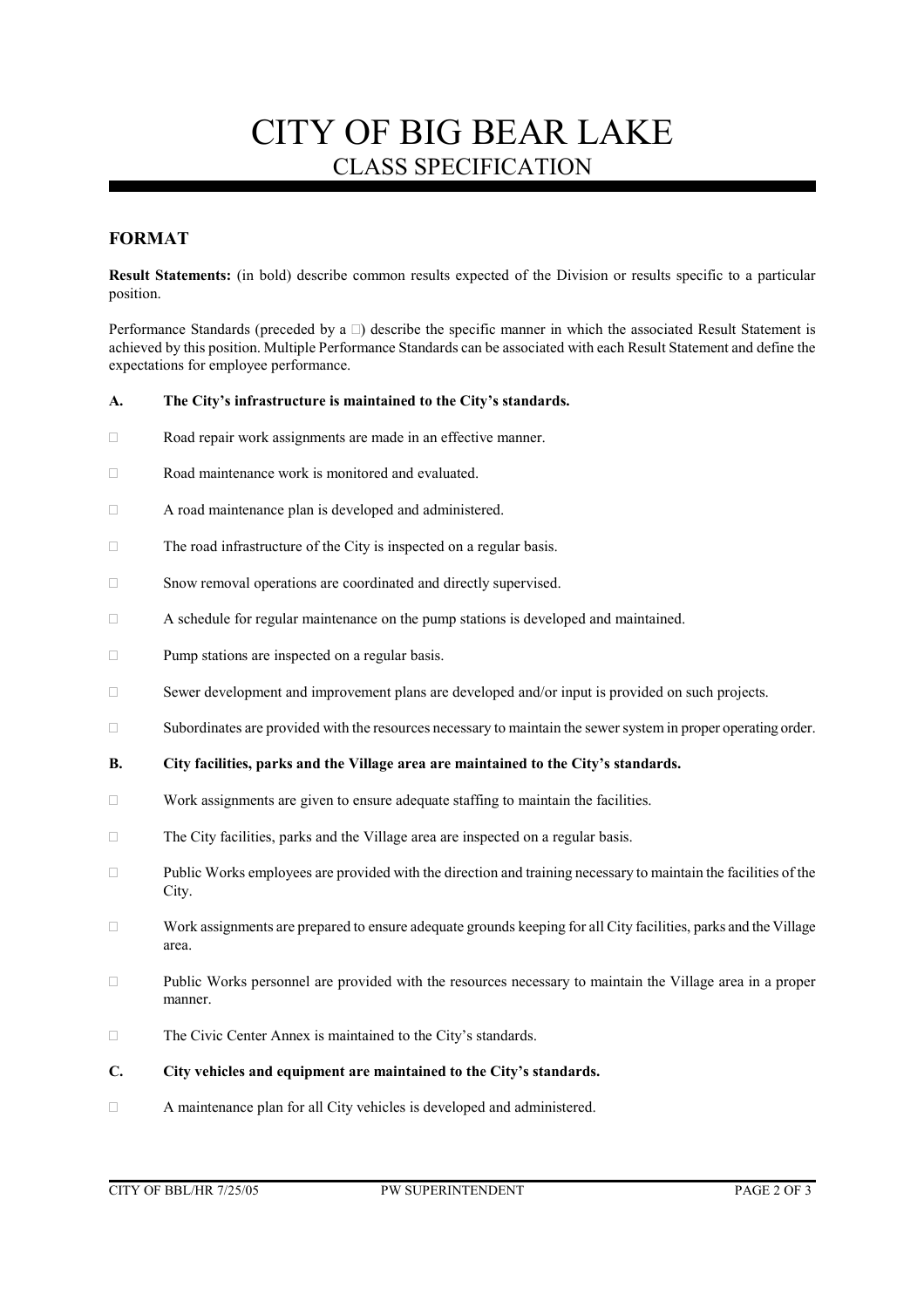# CITY OF BIG BEAR LAKE
## CLASS SPECIFICATION

### FORMAT

**Result Statements:** (in bold) describe common results expected of the Division or results specific to a particular position.

Performance Standards (preceded by a □) describe the specific manner in which the associated Result Statement is achieved by this position. Multiple Performance Standards can be associated with each Result Statement and define the expectations for employee performance.

**A. The City's infrastructure is maintained to the City's standards.**

- □ Road repair work assignments are made in an effective manner.
- □ Road maintenance work is monitored and evaluated.
- □ A road maintenance plan is developed and administered.
- □ The road infrastructure of the City is inspected on a regular basis.
- □ Snow removal operations are coordinated and directly supervised.
- □ A schedule for regular maintenance on the pump stations is developed and maintained.
- □ Pump stations are inspected on a regular basis.
- □ Sewer development and improvement plans are developed and/or input is provided on such projects.
- □ Subordinates are provided with the resources necessary to maintain the sewer system in proper operating order.

**B. City facilities, parks and the Village area are maintained to the City's standards.**

- □ Work assignments are given to ensure adequate staffing to maintain the facilities.
- □ The City facilities, parks and the Village area are inspected on a regular basis.
- □ Public Works employees are provided with the direction and training necessary to maintain the facilities of the City.
- □ Work assignments are prepared to ensure adequate grounds keeping for all City facilities, parks and the Village area.
- □ Public Works personnel are provided with the resources necessary to maintain the Village area in a proper manner.
- □ The Civic Center Annex is maintained to the City's standards.

**C. City vehicles and equipment are maintained to the City's standards.**

- □ A maintenance plan for all City vehicles is developed and administered.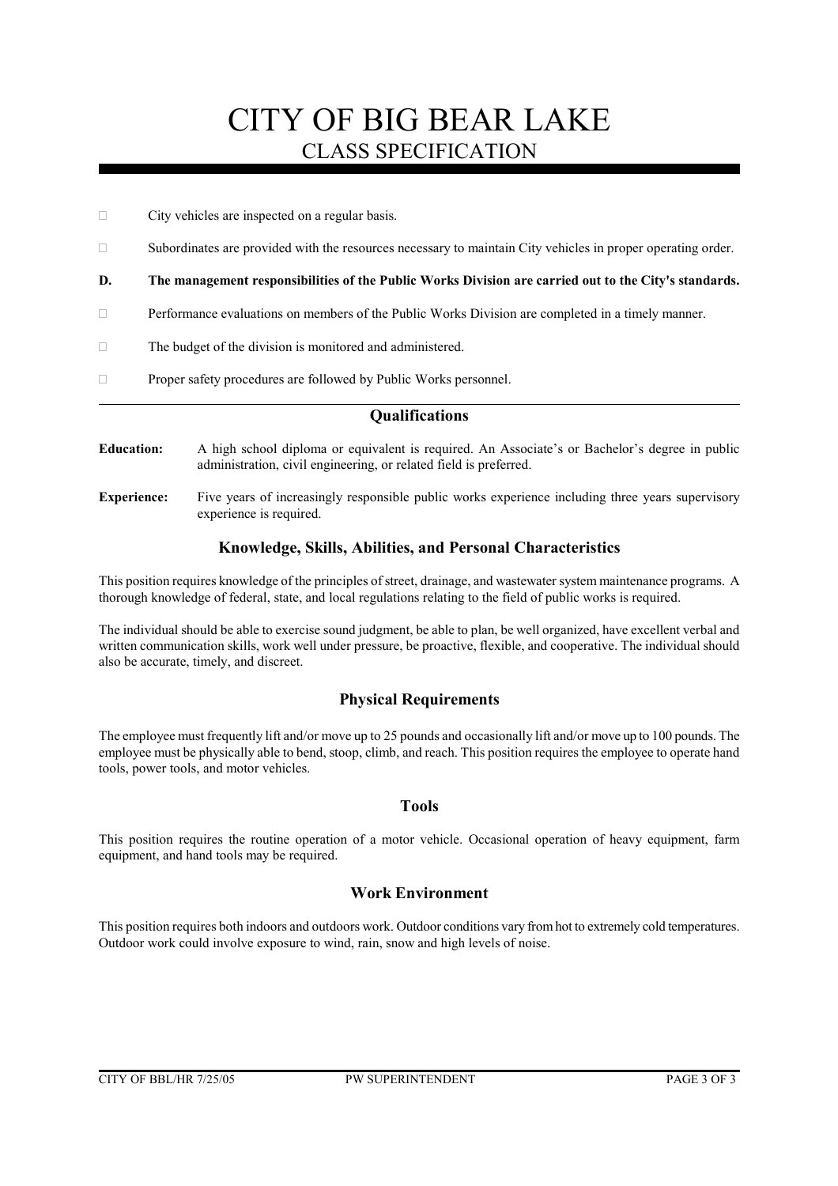- City vehicles are inspected on a regular basis.
- Subordinates are provided with the resources necessary to maintain City vehicles in proper operating order.

**D. The management responsibilities of the Public Works Division are carried out to the City's standards.**

- Performance evaluations on members of the Public Works Division are completed in a timely manner.
- The budget of the division is monitored and administered.
- Proper safety procedures are followed by Public Works personnel.

## Qualifications

**Education:** A high school diploma or equivalent is required. An Associate's or Bachelor's degree in public administration, civil engineering, or related field is preferred.

**Experience:** Five years of increasingly responsible public works experience including three years supervisory experience is required.

## Knowledge, Skills, Abilities, and Personal Characteristics

This position requires knowledge of the principles of street, drainage, and wastewater system maintenance programs. A thorough knowledge of federal, state, and local regulations relating to the field of public works is required.

The individual should be able to exercise sound judgment, be able to plan, be well organized, have excellent verbal and written communication skills, work well under pressure, be proactive, flexible, and cooperative. The individual should also be accurate, timely, and discreet.

## Physical Requirements

The employee must frequently lift and/or move up to 25 pounds and occasionally lift and/or move up to 100 pounds. The employee must be physically able to bend, stoop, climb, and reach. This position requires the employee to operate hand tools, power tools, and motor vehicles.

## Tools

This position requires the routine operation of a motor vehicle. Occasional operation of heavy equipment, farm equipment, and hand tools may be required.

## Work Environment

This position requires both indoors and outdoors work. Outdoor conditions vary from hot to extremely cold temperatures. Outdoor work could involve exposure to wind, rain, snow and high levels of noise.